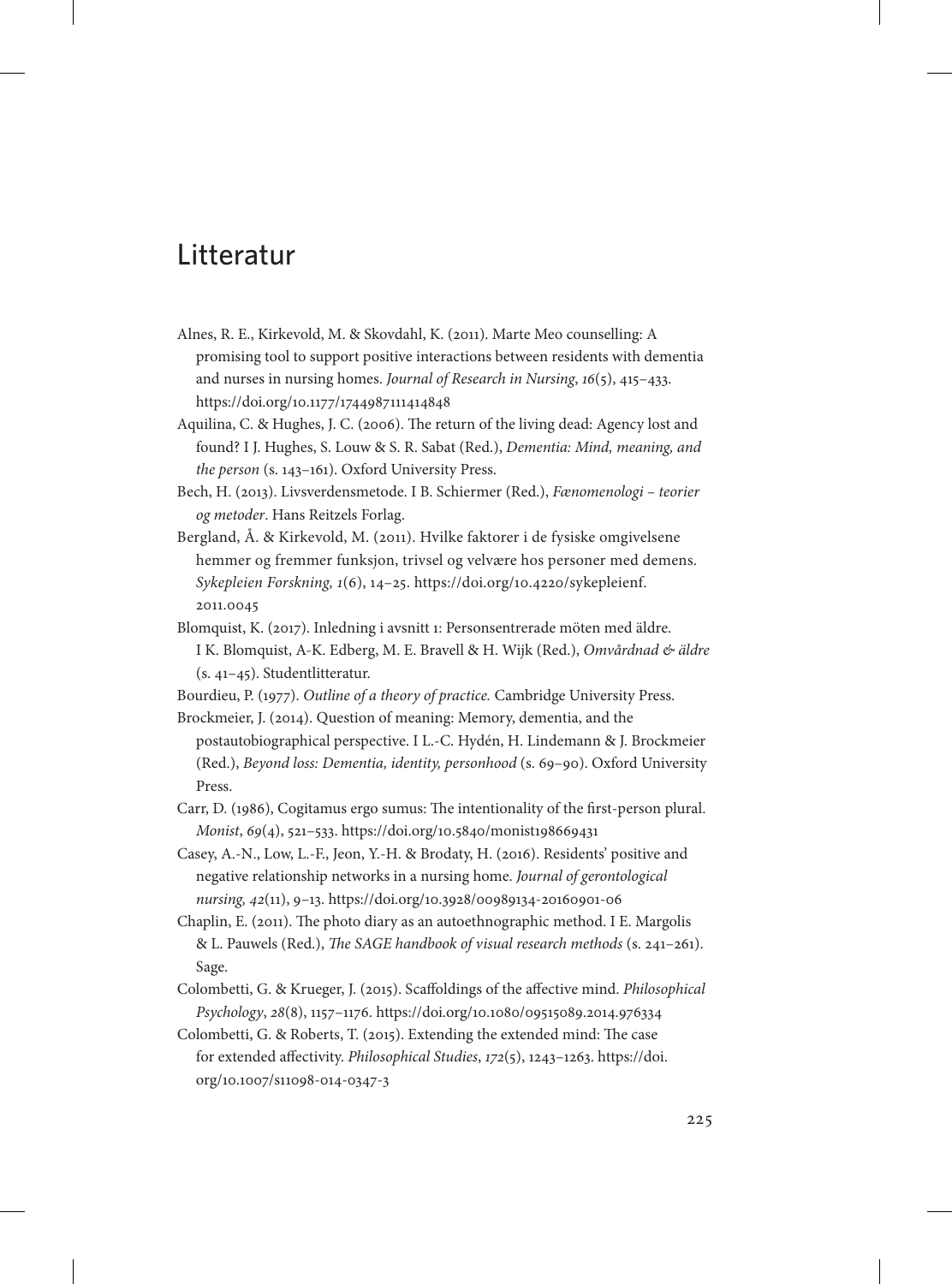# Litteratur

Alnes, R. E., Kirkevold, M. & Skovdahl, K. (2011). Marte Meo counselling: A promising tool to support positive interactions between residents with dementia and nurses in nursing homes. *Journal of Research in Nursing*, *16*(5), 415–433. https://doi.org/10.1177/1744987111414848

Aquilina, C. & Hughes, J. C. (2006). The return of the living dead: Agency lost and found? I J. Hughes, S. Louw & S. R. Sabat (Red.), *Dementia: Mind, meaning, and the person* (s. 143–161). Oxford University Press.

Bech, H. (2013). Livsverdensmetode. I B. Schiermer (Red.), *Fænomenologi – teorier og metoder*. Hans Reitzels Forlag.

Bergland, Å. & Kirkevold, M. (2011). Hvilke faktorer i de fysiske omgivelsene hemmer og fremmer funksjon, trivsel og velvære hos personer med demens. *Sykepleien Forskning, 1*(6), 14–25. https://doi.org/10.4220/sykepleienf.2011.0045

Blomquist, K. (2017). Inledning i avsnitt 1: Personsentrerade möten med äldre. I K. Blomquist, A-K. Edberg, M. E. Bravell & H. Wijk (Red.), *Omvårdnad & äldre* (s. 41–45). Studentlitteratur.

Bourdieu, P. (1977). *Outline of a theory of practice.* Cambridge University Press.

Brockmeier, J. (2014). Question of meaning: Memory, dementia, and the postautobiographical perspective. I L.-C. Hydén, H. Lindemann & J. Brockmeier (Red.), *Beyond loss: Dementia, identity, personhood* (s. 69–90). Oxford University Press.

Carr, D. (1986), Cogitamus ergo sumus: The intentionality of the first-person plural. *Monist*, *69*(4), 521–533. https://doi.org/10.5840/monist198669431

Casey, A.-N., Low, L.-F., Jeon, Y.-H. & Brodaty, H. (2016). Residents' positive and negative relationship networks in a nursing home. *Journal of gerontological nursing, 42*(11), 9–13. https://doi.org/10.3928/00989134-20160901-06

Chaplin, E. (2011). The photo diary as an autoethnographic method. I E. Margolis & L. Pauwels (Red.), *The SAGE handbook of visual research methods* (s. 241–261). Sage.

Colombetti, G. & Krueger, J. (2015). Scaffoldings of the affective mind. *Philosophical Psychology*, *28*(8), 1157–1176. https://doi.org/10.1080/09515089.2014.976334

Colombetti, G. & Roberts, T. (2015). Extending the extended mind: The case for extended affectivity. *Philosophical Studies*, *172*(5), 1243–1263. https://doi.org/10.1007/s11098-014-0347-3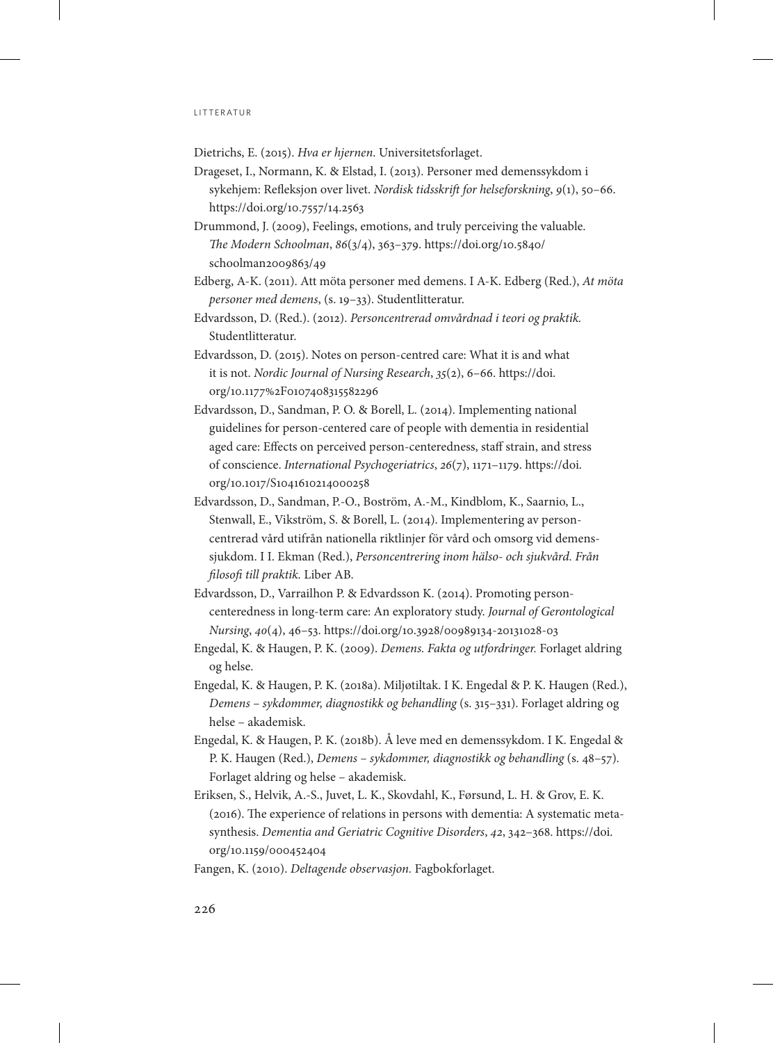Dietrichs, E. (2015). *Hva er hjernen*. Universitetsforlaget.

Drageset, I., Normann, K. & Elstad, I. (2013). Personer med demenssykdom i sykehjem: Refleksjon over livet. *Nordisk tidsskrift for helseforskning*, *9*(1), 50–66. https://doi.org/10.7557/14.2563

Drummond, J. (2009), Feelings, emotions, and truly perceiving the valuable. *The Modern Schoolman*, *86*(3/4), 363–379. https://doi.org/10.5840/schoolman2009863/49

Edberg, A-K. (2011). Att möta personer med demens. I A-K. Edberg (Red.), *At möta personer med demens*, (s. 19–33). Studentlitteratur.

Edvardsson, D. (Red.). (2012). *Personcentrerad omvårdnad i teori og praktik.* Studentlitteratur.

Edvardsson, D. (2015). Notes on person-centred care: What it is and what it is not. *Nordic Journal of Nursing Research*, *35*(2), 6–66. https://doi.org/10.1177%2F0107408315582296

Edvardsson, D., Sandman, P. O. & Borell, L. (2014). Implementing national guidelines for person-centered care of people with dementia in residential aged care: Effects on perceived person-centeredness, staff strain, and stress of conscience. *International Psychogeriatrics*, *26*(7), 1171–1179. https://doi.org/10.1017/S1041610214000258

Edvardsson, D., Sandman, P.-O., Boström, A.-M., Kindblom, K., Saarnio, L., Stenwall, E., Vikström, S. & Borell, L. (2014). Implementering av personcentrerad vård utifrån nationella riktlinjer för vård och omsorg vid demenssjukdom. I I. Ekman (Red.), *Personcentrering inom hälso- och sjukvård. Från filosofi till praktik.* Liber AB.

Edvardsson, D., Varrailhon P. & Edvardsson K. (2014). Promoting person-centeredness in long-term care: An exploratory study. *Journal of Gerontological Nursing*, *40*(4), 46–53. https://doi.org/10.3928/00989134-20131028-03

Engedal, K. & Haugen, P. K. (2009). *Demens. Fakta og utfordringer.* Forlaget aldring og helse.

Engedal, K. & Haugen, P. K. (2018a). Miljøtiltak. I K. Engedal & P. K. Haugen (Red.), *Demens – sykdommer, diagnostikk og behandling* (s. 315–331). Forlaget aldring og helse – akademisk.

Engedal, K. & Haugen, P. K. (2018b). Å leve med en demenssykdom. I K. Engedal & P. K. Haugen (Red.), *Demens – sykdommer, diagnostikk og behandling* (s. 48–57). Forlaget aldring og helse – akademisk.

Eriksen, S., Helvik, A.-S., Juvet, L. K., Skovdahl, K., Førsund, L. H. & Grov, E. K. (2016). The experience of relations in persons with dementia: A systematic meta-synthesis. *Dementia and Geriatric Cognitive Disorders*, *42*, 342–368. https://doi.org/10.1159/000452404

Fangen, K. (2010). *Deltagende observasjon.* Fagbokforlaget.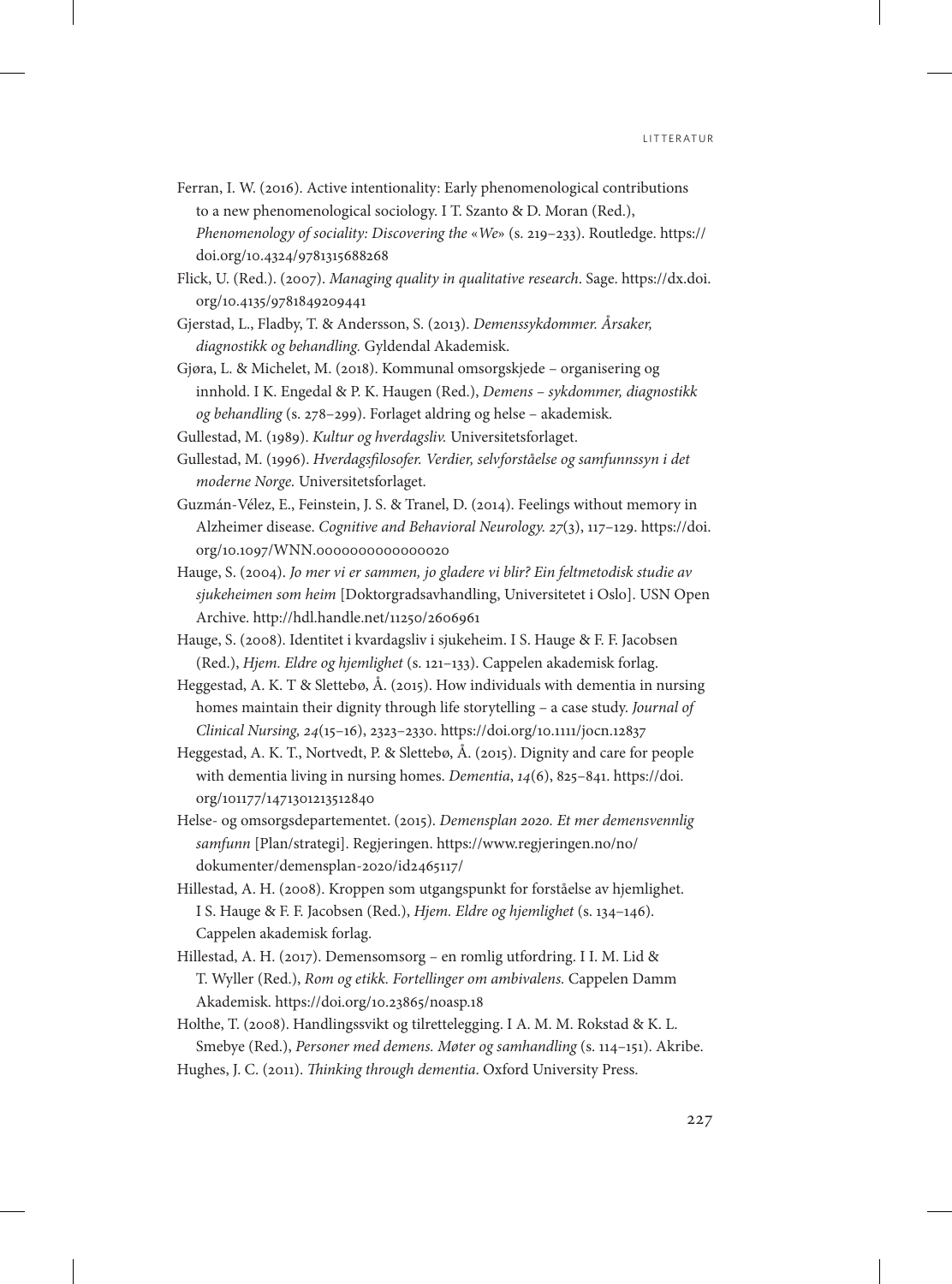Ferran, I. W. (2016). Active intentionality: Early phenomenological contributions to a new phenomenological sociology. I T. Szanto & D. Moran (Red.), *Phenomenology of sociality: Discovering the «We»* (s. 219–233). Routledge. https://doi.org/10.4324/9781315688268

Flick, U. (Red.). (2007). *Managing quality in qualitative research*. Sage. https://dx.doi.org/10.4135/9781849209441

Gjerstad, L., Fladby, T. & Andersson, S. (2013). *Demenssykdommer. Årsaker, diagnostikk og behandling.* Gyldendal Akademisk.

Gjøra, L. & Michelet, M. (2018). Kommunal omsorgskjede – organisering og innhold. I K. Engedal & P. K. Haugen (Red.), *Demens – sykdommer, diagnostikk og behandling* (s. 278–299). Forlaget aldring og helse – akademisk.

Gullestad, M. (1989). *Kultur og hverdagsliv.* Universitetsforlaget.

Gullestad, M. (1996). *Hverdagsfilosofer. Verdier, selvforståelse og samfunnssyn i det moderne Norge.* Universitetsforlaget.

Guzmán-Vélez, E., Feinstein, J. S. & Tranel, D. (2014). Feelings without memory in Alzheimer disease. *Cognitive and Behavioral Neurology. 27*(3), 117–129. https://doi.org/10.1097/WNN.0000000000000020

Hauge, S. (2004). *Jo mer vi er sammen, jo gladere vi blir? Ein feltmetodisk studie av sjukeheimen som heim* [Doktorgradsavhandling, Universitetet i Oslo]. USN Open Archive. http://hdl.handle.net/11250/2606961

Hauge, S. (2008). Identitet i kvardagsliv i sjukeheim. I S. Hauge & F. F. Jacobsen (Red.), *Hjem. Eldre og hjemlighet* (s. 121–133). Cappelen akademisk forlag.

Heggestad, A. K. T & Slettebø, Å. (2015). How individuals with dementia in nursing homes maintain their dignity through life storytelling – a case study. *Journal of Clinical Nursing, 24*(15–16), 2323–2330. https://doi.org/10.1111/jocn.12837

Heggestad, A. K. T., Nortvedt, P. & Slettebø, Å. (2015). Dignity and care for people with dementia living in nursing homes. *Dementia*, *14*(6), 825–841. https://doi.org/101177/1471301213512840

Helse- og omsorgsdepartementet. (2015). *Demensplan 2020. Et mer demensvennlig samfunn* [Plan/strategi]. Regjeringen. https://www.regjeringen.no/no/dokumenter/demensplan-2020/id2465117/

Hillestad, A. H. (2008). Kroppen som utgangspunkt for forståelse av hjemlighet. I S. Hauge & F. F. Jacobsen (Red.), *Hjem. Eldre og hjemlighet* (s. 134–146). Cappelen akademisk forlag.

Hillestad, A. H. (2017). Demensomsorg – en romlig utfordring. I I. M. Lid & T. Wyller (Red.), *Rom og etikk. Fortellinger om ambivalens.* Cappelen Damm Akademisk. https://doi.org/10.23865/noasp.18

Holthe, T. (2008). Handlingssvikt og tilrettelegging. I A. M. M. Rokstad & K. L. Smebye (Red.), *Personer med demens. Møter og samhandling* (s. 114–151). Akribe.

Hughes, J. C. (2011). *Thinking through dementia*. Oxford University Press.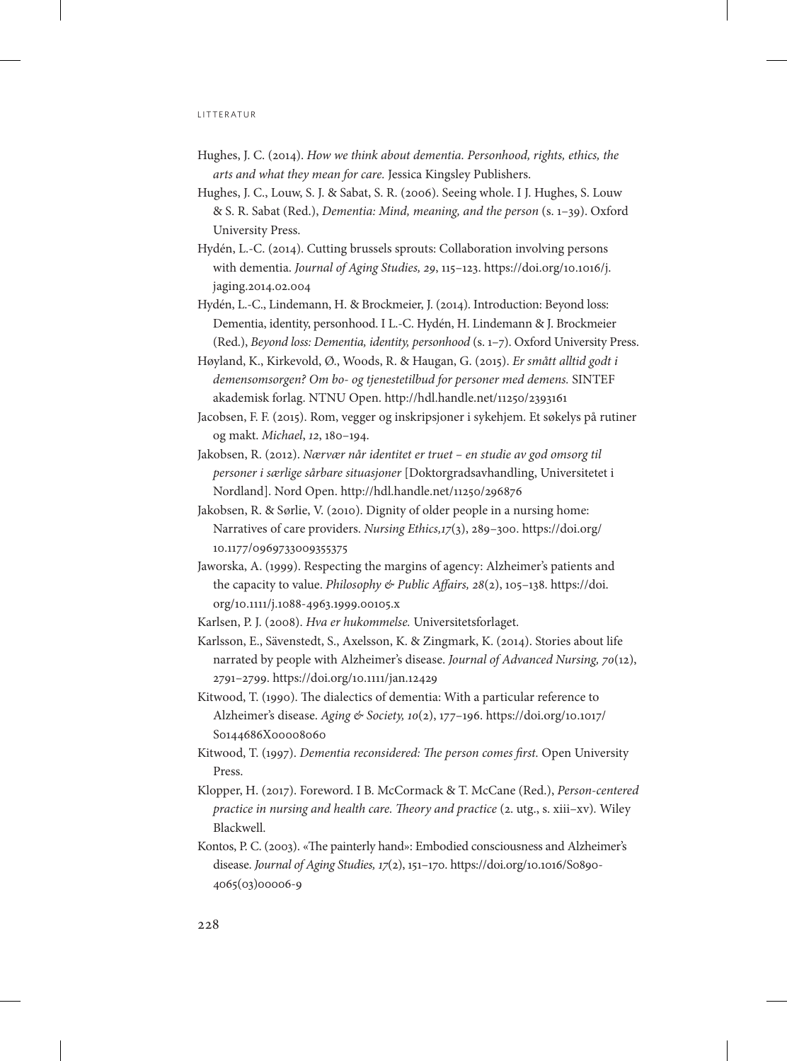Hughes, J. C. (2014). *How we think about dementia. Personhood, rights, ethics, the arts and what they mean for care.* Jessica Kingsley Publishers.

Hughes, J. C., Louw, S. J. & Sabat, S. R. (2006). Seeing whole. I J. Hughes, S. Louw & S. R. Sabat (Red.), *Dementia: Mind, meaning, and the person* (s. 1–39). Oxford University Press.

Hydén, L.-C. (2014). Cutting brussels sprouts: Collaboration involving persons with dementia. *Journal of Aging Studies, 29*, 115–123. https://doi.org/10.1016/j.jaging.2014.02.004

Hydén, L.-C., Lindemann, H. & Brockmeier, J. (2014). Introduction: Beyond loss: Dementia, identity, personhood. I L.-C. Hydén, H. Lindemann & J. Brockmeier (Red.), *Beyond loss: Dementia, identity, personhood* (s. 1–7). Oxford University Press.

Høyland, K., Kirkevold, Ø., Woods, R. & Haugan, G. (2015). *Er smått alltid godt i demensomsorgen? Om bo- og tjenestetilbud for personer med demens.* SINTEF akademisk forlag. NTNU Open. http://hdl.handle.net/11250/2393161

Jacobsen, F. F. (2015). Rom, vegger og inskripsjoner i sykehjem. Et søkelys på rutiner og makt. *Michael*, *12*, 180–194.

Jakobsen, R. (2012). *Nærvær når identitet er truet – en studie av god omsorg til personer i særlige sårbare situasjoner* [Doktorgradsavhandling, Universitetet i Nordland]. Nord Open. http://hdl.handle.net/11250/296876

Jakobsen, R. & Sørlie, V. (2010). Dignity of older people in a nursing home: Narratives of care providers. *Nursing Ethics,17*(3), 289–300. https://doi.org/10.1177/0969733009355375

Jaworska, A. (1999). Respecting the margins of agency: Alzheimer's patients and the capacity to value. *Philosophy & Public Affairs, 28*(2), 105–138. https://doi.org/10.1111/j.1088-4963.1999.00105.x

Karlsen, P. J. (2008). *Hva er hukommelse.* Universitetsforlaget.

Karlsson, E., Sävenstedt, S., Axelsson, K. & Zingmark, K. (2014). Stories about life narrated by people with Alzheimer's disease. *Journal of Advanced Nursing, 70*(12), 2791–2799. https://doi.org/10.1111/jan.12429

Kitwood, T. (1990). The dialectics of dementia: With a particular reference to Alzheimer's disease. *Aging & Society, 10*(2), 177–196. https://doi.org/10.1017/S0144686X00008060

Kitwood, T. (1997). *Dementia reconsidered: The person comes first.* Open University Press.

Klopper, H. (2017). Foreword. I B. McCormack & T. McCane (Red.), *Person-centered practice in nursing and health care. Theory and practice* (2. utg., s. xiii–xv). Wiley Blackwell.

Kontos, P. C. (2003). «The painterly hand»: Embodied consciousness and Alzheimer's disease. *Journal of Aging Studies, 17*(2), 151–170. https://doi.org/10.1016/S0890-4065(03)00006-9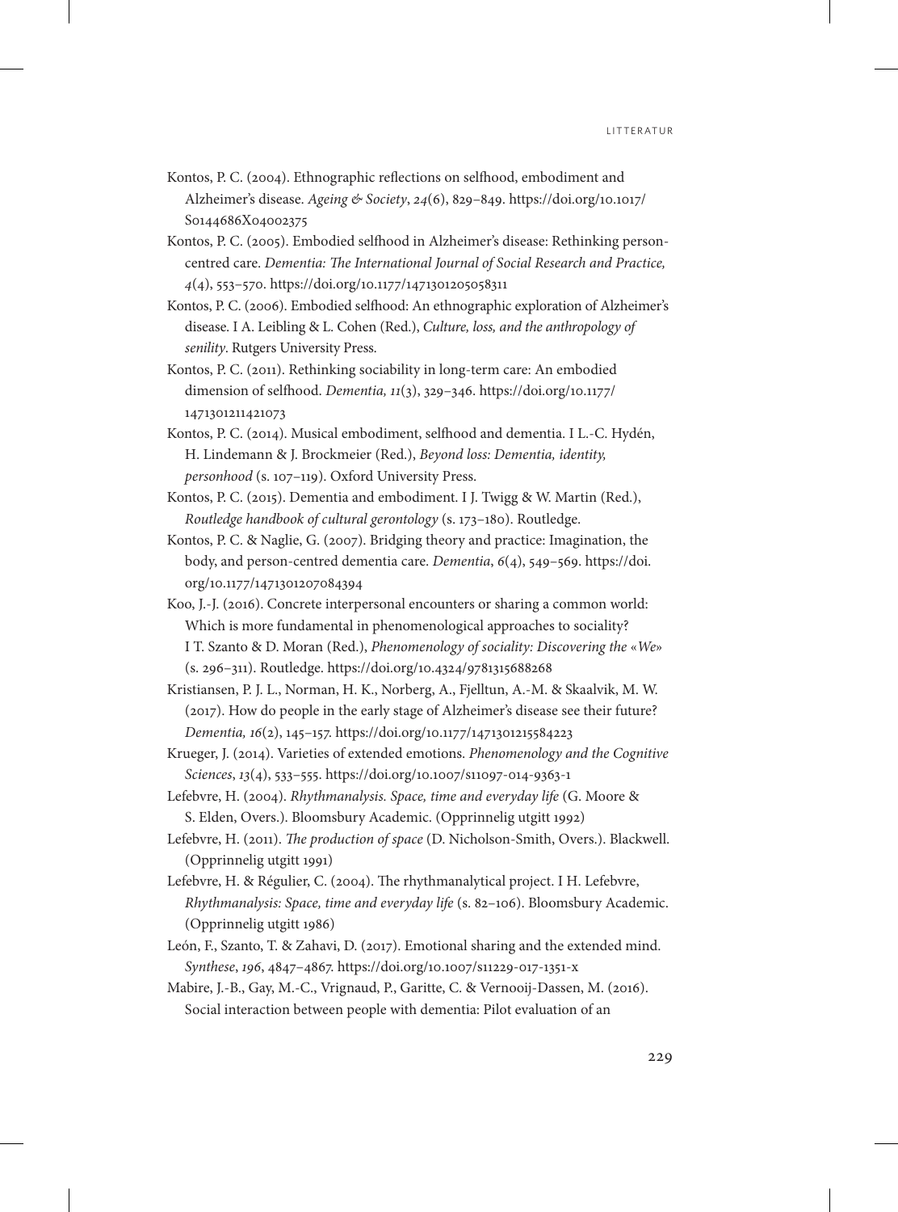Kontos, P. C. (2004). Ethnographic reflections on selfhood, embodiment and Alzheimer's disease. *Ageing & Society*, *24*(6), 829–849. https://doi.org/10.1017/S0144686X04002375

Kontos, P. C. (2005). Embodied selfhood in Alzheimer's disease: Rethinking person-centred care. *Dementia: The International Journal of Social Research and Practice, 4*(4), 553–570. https://doi.org/10.1177/1471301205058311

Kontos, P. C. (2006). Embodied selfhood: An ethnographic exploration of Alzheimer's disease. I A. Leibling & L. Cohen (Red.), *Culture, loss, and the anthropology of senility*. Rutgers University Press.

Kontos, P. C. (2011). Rethinking sociability in long-term care: An embodied dimension of selfhood. *Dementia, 11*(3), 329–346. https://doi.org/10.1177/1471301211421073

Kontos, P. C. (2014). Musical embodiment, selfhood and dementia. I L.-C. Hydén, H. Lindemann & J. Brockmeier (Red.), *Beyond loss: Dementia, identity, personhood* (s. 107–119). Oxford University Press.

Kontos, P. C. (2015). Dementia and embodiment. I J. Twigg & W. Martin (Red.), *Routledge handbook of cultural gerontology* (s. 173–180). Routledge.

Kontos, P. C. & Naglie, G. (2007). Bridging theory and practice: Imagination, the body, and person-centred dementia care. *Dementia*, *6*(4), 549–569. https://doi.org/10.1177/1471301207084394

Koo, J.-J. (2016). Concrete interpersonal encounters or sharing a common world: Which is more fundamental in phenomenological approaches to sociality? I T. Szanto & D. Moran (Red.), *Phenomenology of sociality: Discovering the «We»* (s. 296–311). Routledge. https://doi.org/10.4324/9781315688268

Kristiansen, P. J. L., Norman, H. K., Norberg, A., Fjelltun, A.-M. & Skaalvik, M. W. (2017). How do people in the early stage of Alzheimer's disease see their future? *Dementia, 16*(2), 145–157. https://doi.org/10.1177/1471301215584223

Krueger, J. (2014). Varieties of extended emotions. *Phenomenology and the Cognitive Sciences*, *13*(4), 533–555. https://doi.org/10.1007/s11097-014-9363-1

Lefebvre, H. (2004). *Rhythmanalysis. Space, time and everyday life* (G. Moore & S. Elden, Overs.). Bloomsbury Academic. (Opprinnelig utgitt 1992)

Lefebvre, H. (2011). *The production of space* (D. Nicholson-Smith, Overs.). Blackwell. (Opprinnelig utgitt 1991)

Lefebvre, H. & Régulier, C. (2004). The rhythmanalytical project. I H. Lefebvre, *Rhythmanalysis: Space, time and everyday life* (s. 82–106). Bloomsbury Academic. (Opprinnelig utgitt 1986)

León, F., Szanto, T. & Zahavi, D. (2017). Emotional sharing and the extended mind. *Synthese*, *196*, 4847–4867. https://doi.org/10.1007/s11229-017-1351-x

Mabire, J.-B., Gay, M.-C., Vrignaud, P., Garitte, C. & Vernooij-Dassen, M. (2016). Social interaction between people with dementia: Pilot evaluation of an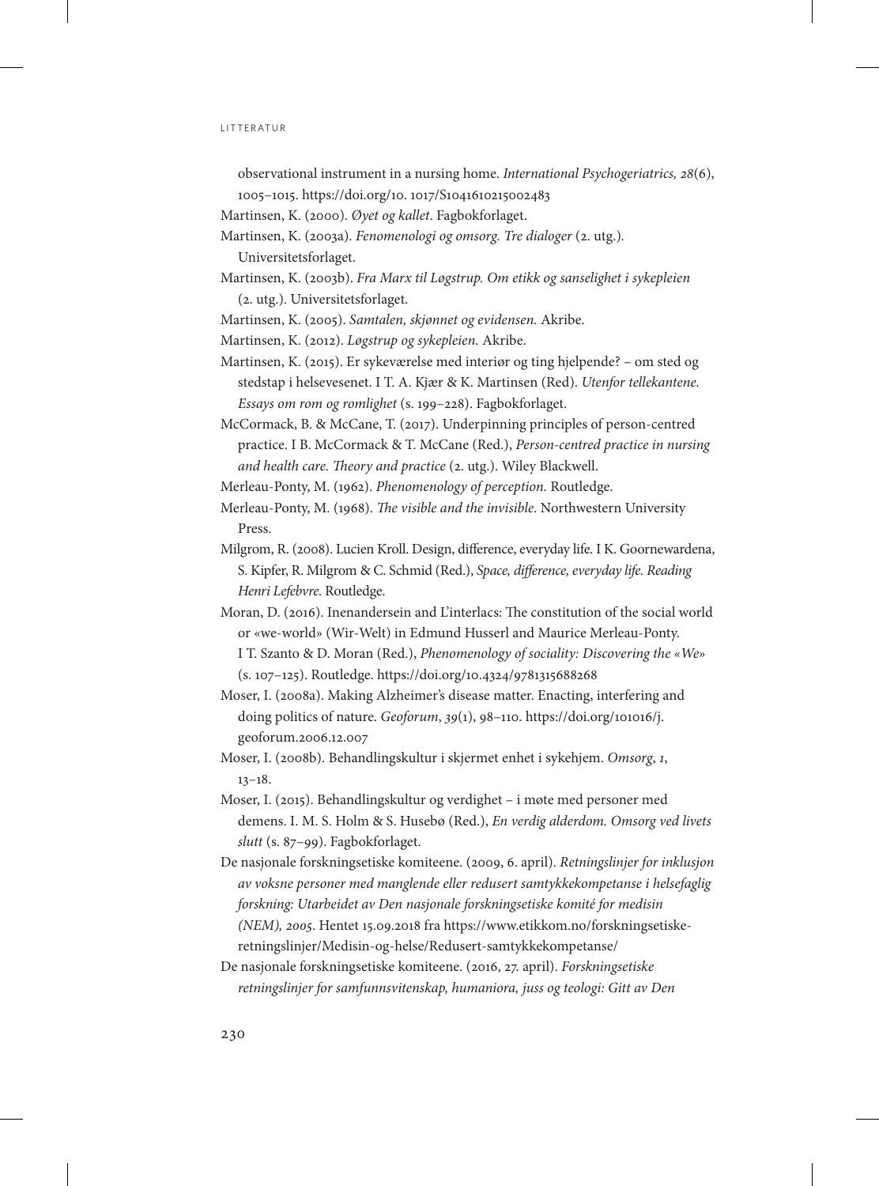observational instrument in a nursing home. *International Psychogeriatrics, 28*(6), 1005–1015. https://doi.org/10. 1017/S1041610215002483

Martinsen, K. (2000). *Øyet og kallet*. Fagbokforlaget.

Martinsen, K. (2003a). *Fenomenologi og omsorg. Tre dialoger* (2. utg.). Universitetsforlaget.

Martinsen, K. (2003b). *Fra Marx til Løgstrup. Om etikk og sanselighet i sykepleien* (2. utg.). Universitetsforlaget.

Martinsen, K. (2005). *Samtalen, skjønnet og evidensen.* Akribe.

Martinsen, K. (2012). *Løgstrup og sykepleien.* Akribe.

Martinsen, K. (2015). Er sykeværelse med interiør og ting hjelpende? – om sted og stedstap i helsevesenet. I T. A. Kjær & K. Martinsen (Red). *Utenfor tellekantene. Essays om rom og romlighet* (s. 199–228). Fagbokforlaget.

McCormack, B. & McCane, T. (2017). Underpinning principles of person-centred practice. I B. McCormack & T. McCane (Red.), *Person-centred practice in nursing and health care. Theory and practice* (2. utg.). Wiley Blackwell.

Merleau-Ponty, M. (1962). *Phenomenology of perception.* Routledge.

Merleau-Ponty, M. (1968). *The visible and the invisible*. Northwestern University Press.

Milgrom, R. (2008). Lucien Kroll. Design, difference, everyday life. I K. Goornewardena, S. Kipfer, R. Milgrom & C. Schmid (Red.), *Space, difference, everyday life. Reading Henri Lefebvre.* Routledge.

Moran, D. (2016). Inenandersein and L'interlacs: The constitution of the social world or «we-world» (Wir-Welt) in Edmund Husserl and Maurice Merleau-Ponty. I T. Szanto & D. Moran (Red.), *Phenomenology of sociality: Discovering the «We»* (s. 107–125). Routledge. https://doi.org/10.4324/9781315688268

Moser, I. (2008a). Making Alzheimer's disease matter. Enacting, interfering and doing politics of nature. *Geoforum*, *39*(1), 98–110. https://doi.org/101016/j. geoforum.2006.12.007

Moser, I. (2008b). Behandlingskultur i skjermet enhet i sykehjem. *Omsorg*, *1*, 13–18.

Moser, I. (2015). Behandlingskultur og verdighet – i møte med personer med demens. I. M. S. Holm & S. Husebø (Red.), *En verdig alderdom. Omsorg ved livets slutt* (s. 87–99). Fagbokforlaget.

De nasjonale forskningsetiske komiteene. (2009, 6. april). *Retningslinjer for inklusjon av voksne personer med manglende eller redusert samtykkekompetanse i helsefaglig forskning: Utarbeidet av Den nasjonale forskningsetiske komité for medisin (NEM), 2005*. Hentet 15.09.2018 fra https://www.etikkom.no/forskningsetiske-retningslinjer/Medisin-og-helse/Redusert-samtykkekompetanse/

De nasjonale forskningsetiske komiteene. (2016, 27. april). *Forskningsetiske retningslinjer for samfunnsvitenskap, humaniora, juss og teologi: Gitt av Den*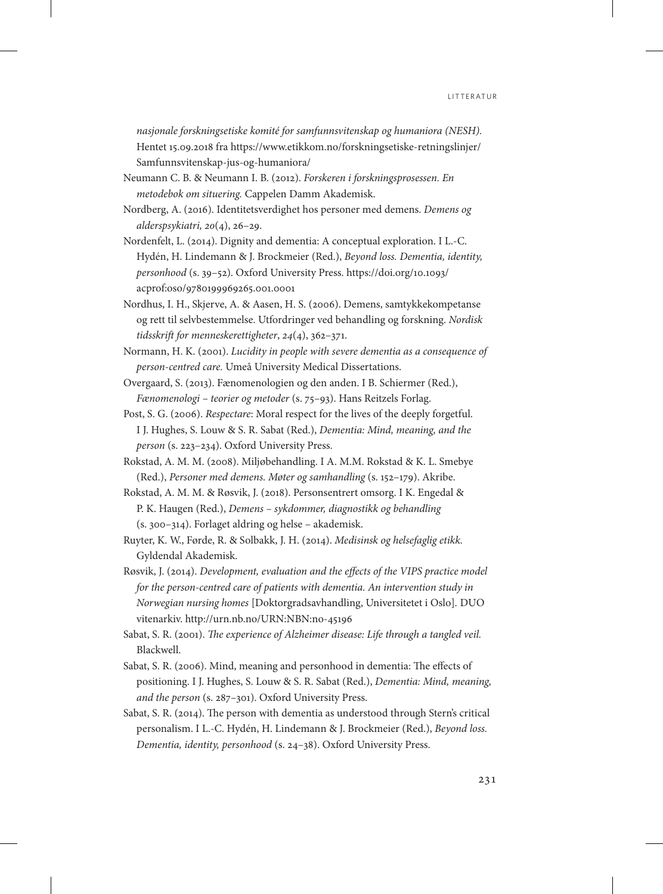*nasjonale forskningsetiske komité for samfunnsvitenskap og humaniora (NESH).* Hentet 15.09.2018 fra https://www.etikkom.no/forskningsetiske-retningslinjer/Samfunnsvitenskap-jus-og-humaniora/

Neumann C. B. & Neumann I. B. (2012). *Forskeren i forskningsprosessen. En metodebok om situering.* Cappelen Damm Akademisk.

Nordberg, A. (2016). Identitetsverdighet hos personer med demens. *Demens og alderspsykiatri, 20*(4), 26–29.

Nordenfelt, L. (2014). Dignity and dementia: A conceptual exploration. I L.-C. Hydén, H. Lindemann & J. Brockmeier (Red.), *Beyond loss. Dementia, identity, personhood* (s. 39–52). Oxford University Press. https://doi.org/10.1093/acprof:oso/9780199969265.001.0001

Nordhus, I. H., Skjerve, A. & Aasen, H. S. (2006). Demens, samtykkekompetanse og rett til selvbestemmelse. Utfordringer ved behandling og forskning. *Nordisk tidsskrift for menneskerettigheter*, *24*(4), 362–371.

Normann, H. K. (2001). *Lucidity in people with severe dementia as a consequence of person-centred care.* Umeå University Medical Dissertations.

Overgaard, S. (2013). Fænomenologien og den anden. I B. Schiermer (Red.), *Fænomenologi – teorier og metoder* (s. 75–93). Hans Reitzels Forlag.

Post, S. G. (2006). *Respectare*: Moral respect for the lives of the deeply forgetful. I J. Hughes, S. Louw & S. R. Sabat (Red.), *Dementia: Mind, meaning, and the person* (s. 223–234). Oxford University Press.

Rokstad, A. M. M. (2008). Miljøbehandling. I A. M.M. Rokstad & K. L. Smebye (Red.), *Personer med demens. Møter og samhandling* (s. 152–179). Akribe.

Rokstad, A. M. M. & Røsvik, J. (2018). Personsentrert omsorg. I K. Engedal & P. K. Haugen (Red.), *Demens – sykdommer, diagnostikk og behandling* (s. 300–314). Forlaget aldring og helse – akademisk.

Ruyter, K. W., Førde, R. & Solbakk, J. H. (2014). *Medisinsk og helsefaglig etikk*. Gyldendal Akademisk.

Røsvik, J. (2014). *Development, evaluation and the effects of the VIPS practice model for the person-centred care of patients with dementia. An intervention study in Norwegian nursing homes* [Doktorgradsavhandling, Universitetet i Oslo]. DUO vitenarkiv. http://urn.nb.no/URN:NBN:no-45196

Sabat, S. R. (2001). *The experience of Alzheimer disease: Life through a tangled veil.* Blackwell.

Sabat, S. R. (2006). Mind, meaning and personhood in dementia: The effects of positioning. I J. Hughes, S. Louw & S. R. Sabat (Red.), *Dementia: Mind, meaning, and the person* (s. 287–301). Oxford University Press.

Sabat, S. R. (2014). The person with dementia as understood through Stern's critical personalism. I L.-C. Hydén, H. Lindemann & J. Brockmeier (Red.), *Beyond loss. Dementia, identity, personhood* (s. 24–38). Oxford University Press.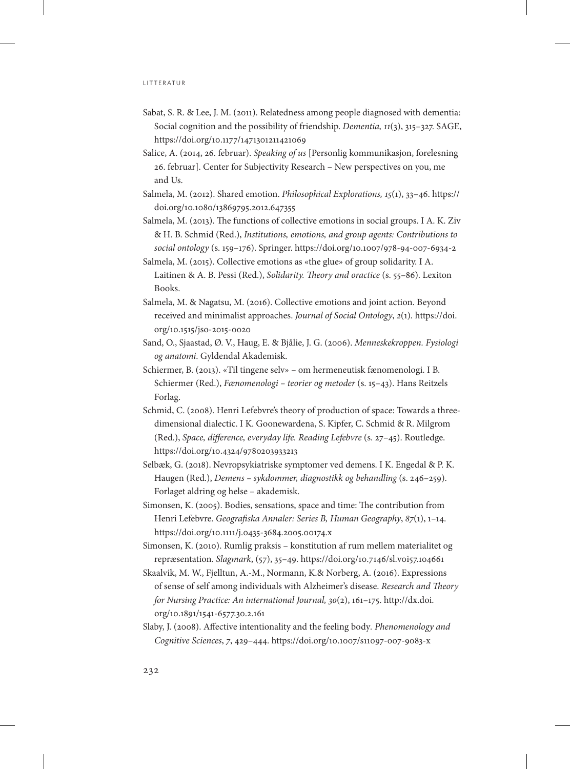Sabat, S. R. & Lee, J. M. (2011). Relatedness among people diagnosed with dementia: Social cognition and the possibility of friendship. *Dementia, 11*(3), 315–327. SAGE, https://doi.org/10.1177/1471301211421069

Salice, A. (2014, 26. februar). *Speaking of us* [Personlig kommunikasjon, forelesning 26. februar]. Center for Subjectivity Research – New perspectives on you, me and Us.

Salmela, M. (2012). Shared emotion. *Philosophical Explorations, 15*(1), 33–46. https://doi.org/10.1080/13869795.2012.647355

Salmela, M. (2013). The functions of collective emotions in social groups. I A. K. Ziv & H. B. Schmid (Red.), *Institutions, emotions, and group agents: Contributions to social ontology* (s. 159–176). Springer. https://doi.org/10.1007/978-94-007-6934-2

Salmela, M. (2015). Collective emotions as «the glue» of group solidarity. I A. Laitinen & A. B. Pessi (Red.), *Solidarity. Theory and oractice* (s. 55–86). Lexiton Books.

Salmela, M. & Nagatsu, M. (2016). Collective emotions and joint action. Beyond received and minimalist approaches. *Journal of Social Ontology*, *2*(1). https://doi.org/10.1515/jso-2015-0020

Sand, O., Sjaastad, Ø. V., Haug, E. & Bjålie, J. G. (2006). *Menneskekroppen. Fysiologi og anatomi*. Gyldendal Akademisk.

Schiermer, B. (2013). «Til tingene selv» – om hermeneutisk fænomenologi. I B. Schiermer (Red.), *Fænomenologi – teorier og metoder* (s. 15–43). Hans Reitzels Forlag.

Schmid, C. (2008). Henri Lefebvre's theory of production of space: Towards a three-dimensional dialectic. I K. Goonewardena, S. Kipfer, C. Schmid & R. Milgrom (Red.), *Space, difference, everyday life. Reading Lefebvre* (s. 27–45). Routledge. https://doi.org/10.4324/9780203933213

Selbæk, G. (2018). Nevropsykiatriske symptomer ved demens. I K. Engedal & P. K. Haugen (Red.), *Demens – sykdommer, diagnostikk og behandling* (s. 246–259). Forlaget aldring og helse – akademisk.

Simonsen, K. (2005). Bodies, sensations, space and time: The contribution from Henri Lefebvre. *Geografiska Annaler: Series B, Human Geography*, *87*(1), 1–14. https://doi.org/10.1111/j.0435-3684.2005.00174.x

Simonsen, K. (2010). Rumlig praksis – konstitution af rum mellem materialitet og repræsentation. *Slagmark*, (57), 35–49. https://doi.org/10.7146/sl.v0i57.104661

Skaalvik, M. W., Fjelltun, A.-M., Normann, K.& Norberg, A. (2016). Expressions of sense of self among individuals with Alzheimer's disease. *Research and Theory for Nursing Practice: An international Journal, 30*(2), 161–175. http://dx.doi.org/10.1891/1541-6577.30.2.161

Slaby, J. (2008). Affective intentionality and the feeling body. *Phenomenology and Cognitive Sciences*, *7*, 429–444. https://doi.org/10.1007/s11097-007-9083-x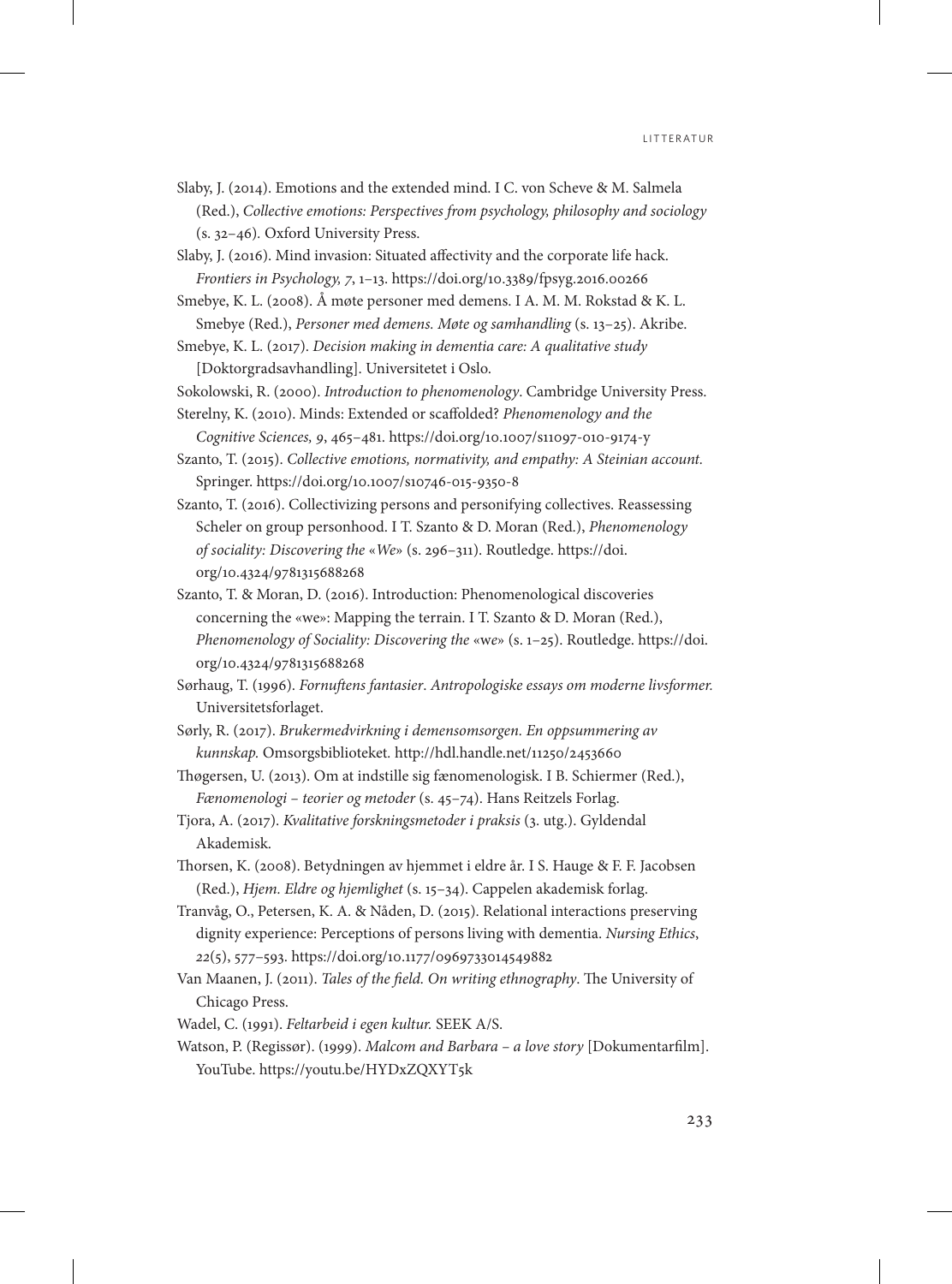Slaby, J. (2014). Emotions and the extended mind. I C. von Scheve & M. Salmela (Red.), *Collective emotions: Perspectives from psychology, philosophy and sociology* (s. 32–46). Oxford University Press.

Slaby, J. (2016). Mind invasion: Situated affectivity and the corporate life hack. *Frontiers in Psychology, 7*, 1–13. https://doi.org/10.3389/fpsyg.2016.00266

Smebye, K. L. (2008). Å møte personer med demens. I A. M. M. Rokstad & K. L. Smebye (Red.), *Personer med demens. Møte og samhandling* (s. 13–25). Akribe.

Smebye, K. L. (2017). *Decision making in dementia care: A qualitative study* [Doktorgradsavhandling]. Universitetet i Oslo.

Sokolowski, R. (2000). *Introduction to phenomenology*. Cambridge University Press.

Sterelny, K. (2010). Minds: Extended or scaffolded? *Phenomenology and the Cognitive Sciences, 9*, 465–481. https://doi.org/10.1007/s11097-010-9174-y

Szanto, T. (2015). *Collective emotions, normativity, and empathy: A Steinian account.* Springer. https://doi.org/10.1007/s10746-015-9350-8

Szanto, T. (2016). Collectivizing persons and personifying collectives. Reassessing Scheler on group personhood. I T. Szanto & D. Moran (Red.), *Phenomenology of sociality: Discovering the «We»* (s. 296–311). Routledge. https://doi.org/10.4324/9781315688268

Szanto, T. & Moran, D. (2016). Introduction: Phenomenological discoveries concerning the «we»: Mapping the terrain. I T. Szanto & D. Moran (Red.), *Phenomenology of Sociality: Discovering the «we»* (s. 1–25). Routledge. https://doi.org/10.4324/9781315688268

Sørhaug, T. (1996). *Fornuftens fantasier*. *Antropologiske essays om moderne livsformer.* Universitetsforlaget.

Sørly, R. (2017). *Brukermedvirkning i demensomsorgen. En oppsummering av kunnskap.* Omsorgsbiblioteket. http://hdl.handle.net/11250/2453660

Thøgersen, U. (2013). Om at indstille sig fænomenologisk. I B. Schiermer (Red.), *Fænomenologi – teorier og metoder* (s. 45–74). Hans Reitzels Forlag.

Tjora, A. (2017). *Kvalitative forskningsmetoder i praksis* (3. utg.). Gyldendal Akademisk.

Thorsen, K. (2008). Betydningen av hjemmet i eldre år. I S. Hauge & F. F. Jacobsen (Red.), *Hjem. Eldre og hjemlighet* (s. 15–34). Cappelen akademisk forlag.

Tranvåg, O., Petersen, K. A. & Nåden, D. (2015). Relational interactions preserving dignity experience: Perceptions of persons living with dementia. *Nursing Ethics*, *22*(5), 577–593. https://doi.org/10.1177/0969733014549882

Van Maanen, J. (2011). *Tales of the field. On writing ethnography*. The University of Chicago Press.

Wadel, C. (1991). *Feltarbeid i egen kultur.* SEEK A/S.

Watson, P. (Regissør). (1999). *Malcom and Barbara – a love story* [Dokumentarfilm]. YouTube. https://youtu.be/HYDxZQXYT5k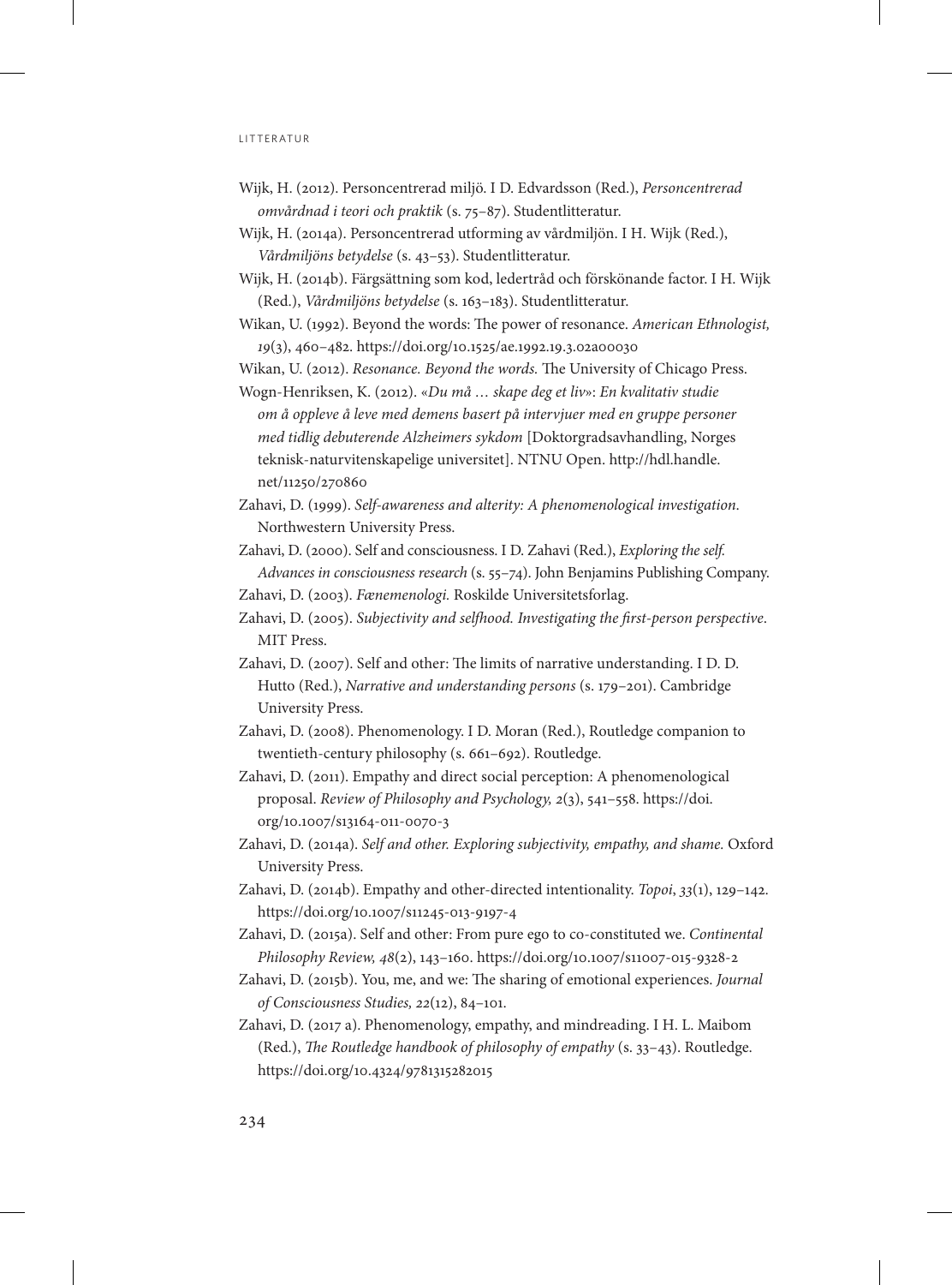Wijk, H. (2012). Personcentrerad miljö. I D. Edvardsson (Red.), *Personcentrerad omvårdnad i teori och praktik* (s. 75–87). Studentlitteratur.

Wijk, H. (2014a). Personcentrerad utforming av vårdmiljön. I H. Wijk (Red.), *Vårdmiljöns betydelse* (s. 43–53). Studentlitteratur.

Wijk, H. (2014b). Färgsättning som kod, ledertråd och förskönande factor. I H. Wijk (Red.), *Vårdmiljöns betydelse* (s. 163–183). Studentlitteratur.

Wikan, U. (1992). Beyond the words: The power of resonance. *American Ethnologist, 19*(3), 460–482. https://doi.org/10.1525/ae.1992.19.3.02a00030

Wikan, U. (2012). *Resonance. Beyond the words.* The University of Chicago Press.

Wogn-Henriksen, K. (2012). *«Du må … skape deg et liv»: En kvalitativ studie om å oppleve å leve med demens basert på intervjuer med en gruppe personer med tidlig debuterende Alzheimers sykdom* [Doktorgradsavhandling, Norges teknisk-naturvitenskapelige universitet]. NTNU Open. http://hdl.handle.net/11250/270860

Zahavi, D. (1999). *Self-awareness and alterity: A phenomenological investigation*. Northwestern University Press.

Zahavi, D. (2000). Self and consciousness. I D. Zahavi (Red.), *Exploring the self. Advances in consciousness research* (s. 55–74). John Benjamins Publishing Company.

Zahavi, D. (2003). *Fænemenologi.* Roskilde Universitetsforlag.

Zahavi, D. (2005). *Subjectivity and selfhood. Investigating the first-person perspective*. MIT Press.

Zahavi, D. (2007). Self and other: The limits of narrative understanding. I D. D. Hutto (Red.), *Narrative and understanding persons* (s. 179–201). Cambridge University Press.

Zahavi, D. (2008). Phenomenology. I D. Moran (Red.), Routledge companion to twentieth-century philosophy (s. 661–692). Routledge.

Zahavi, D. (2011). Empathy and direct social perception: A phenomenological proposal. *Review of Philosophy and Psychology, 2*(3), 541–558. https://doi.org/10.1007/s13164-011-0070-3

Zahavi, D. (2014a). *Self and other. Exploring subjectivity, empathy, and shame.* Oxford University Press.

Zahavi, D. (2014b). Empathy and other-directed intentionality. *Topoi*, *33*(1), 129–142. https://doi.org/10.1007/s11245-013-9197-4

Zahavi, D. (2015a). Self and other: From pure ego to co-constituted we. *Continental Philosophy Review, 48*(2), 143–160. https://doi.org/10.1007/s11007-015-9328-2

Zahavi, D. (2015b). You, me, and we: The sharing of emotional experiences. *Journal of Consciousness Studies, 22*(12), 84–101.

Zahavi, D. (2017 a). Phenomenology, empathy, and mindreading. I H. L. Maibom (Red.), *The Routledge handbook of philosophy of empathy* (s. 33–43). Routledge. https://doi.org/10.4324/9781315282015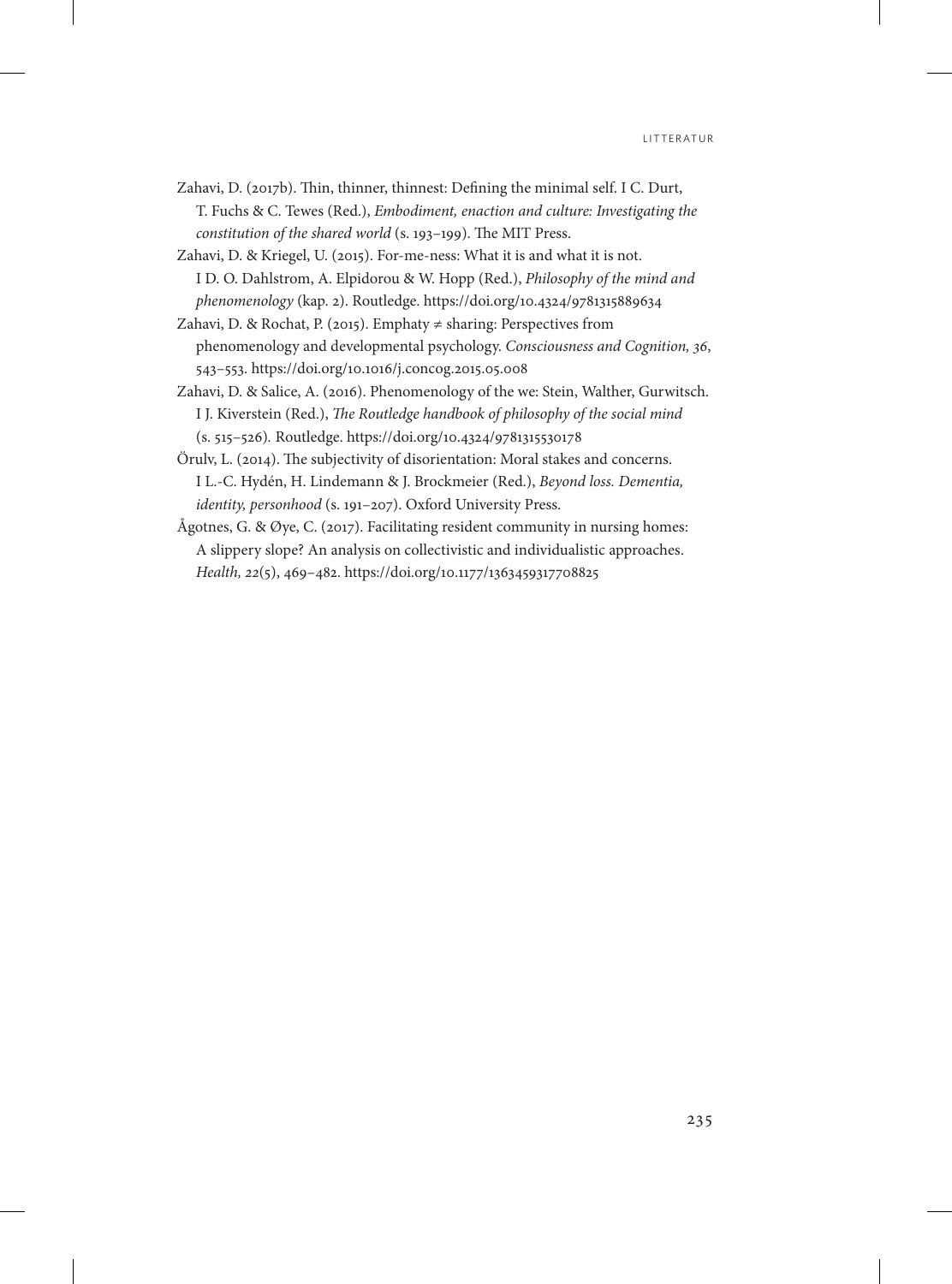Zahavi, D. (2017b). Thin, thinner, thinnest: Defining the minimal self. I C. Durt, T. Fuchs & C. Tewes (Red.), *Embodiment, enaction and culture: Investigating the constitution of the shared world* (s. 193–199). The MIT Press.

Zahavi, D. & Kriegel, U. (2015). For-me-ness: What it is and what it is not. I D. O. Dahlstrom, A. Elpidorou & W. Hopp (Red.), *Philosophy of the mind and phenomenology* (kap. 2). Routledge. https://doi.org/10.4324/9781315889634

Zahavi, D. & Rochat, P. (2015). Emphaty ≠ sharing: Perspectives from phenomenology and developmental psychology. *Consciousness and Cognition, 36*, 543–553. https://doi.org/10.1016/j.concog.2015.05.008

Zahavi, D. & Salice, A. (2016). Phenomenology of the we: Stein, Walther, Gurwitsch. I J. Kiverstein (Red.), *The Routledge handbook of philosophy of the social mind* (s. 515–526). Routledge. https://doi.org/10.4324/9781315530178

Örulv, L. (2014). The subjectivity of disorientation: Moral stakes and concerns. I L.-C. Hydén, H. Lindemann & J. Brockmeier (Red.), *Beyond loss. Dementia, identity, personhood* (s. 191–207). Oxford University Press.

Ågotnes, G. & Øye, C. (2017). Facilitating resident community in nursing homes: A slippery slope? An analysis on collectivistic and individualistic approaches. *Health, 22*(5), 469–482. https://doi.org/10.1177/1363459317708825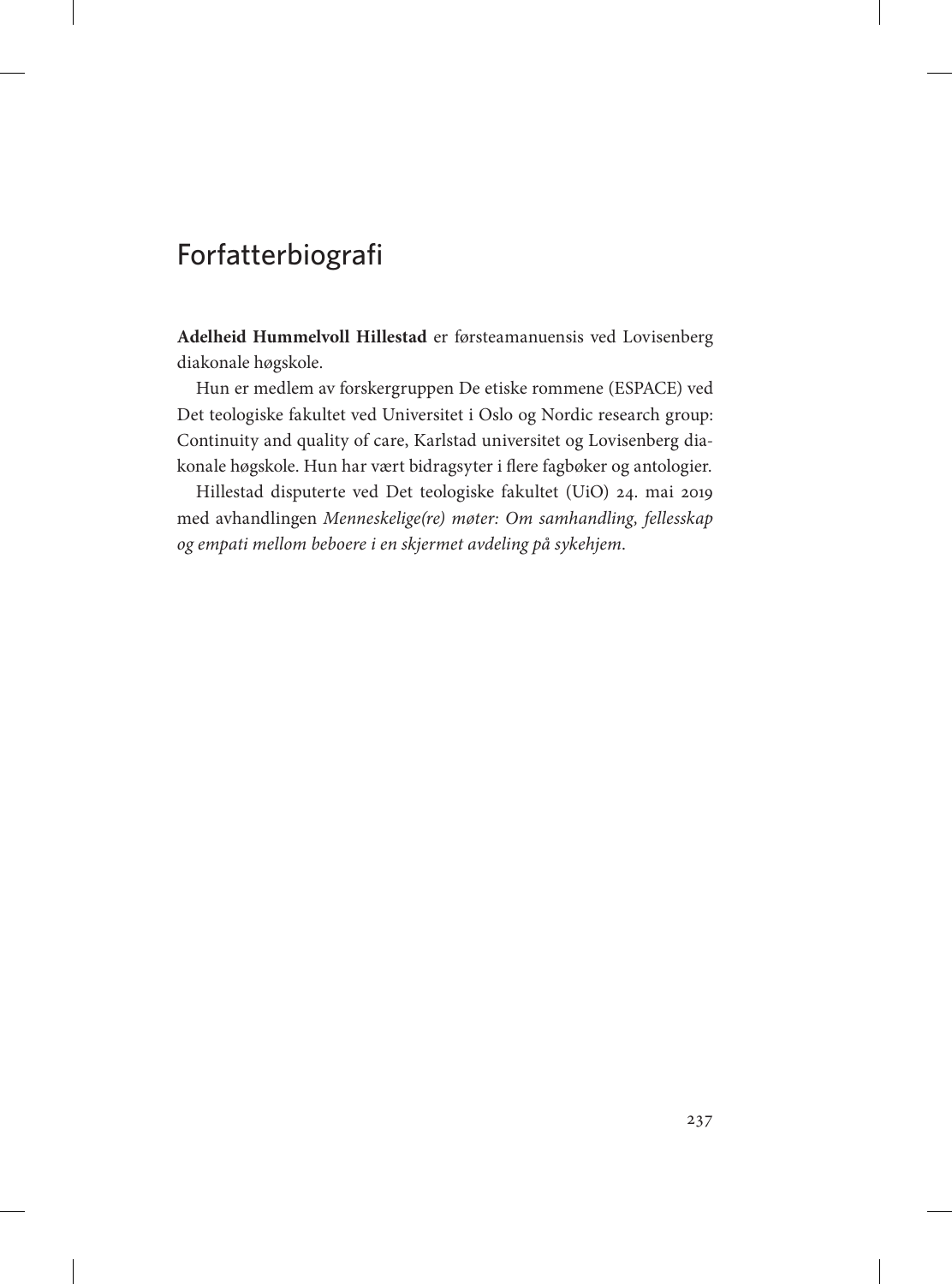# Forfatterbiografi

**Adelheid Hummelvoll Hillestad** er førsteamanuensis ved Lovisenberg diakonale høgskole.

Hun er medlem av forskergruppen De etiske rommene (ESPACE) ved Det teologiske fakultet ved Universitet i Oslo og Nordic research group: Continuity and quality of care, Karlstad universitet og Lovisenberg diakonale høgskole. Hun har vært bidragsyter i flere fagbøker og antologier.

Hillestad disputerte ved Det teologiske fakultet (UiO) 24. mai 2019 med avhandlingen *Menneskelige(re) møter: Om samhandling, fellesskap og empati mellom beboere i en skjermet avdeling på sykehjem*.